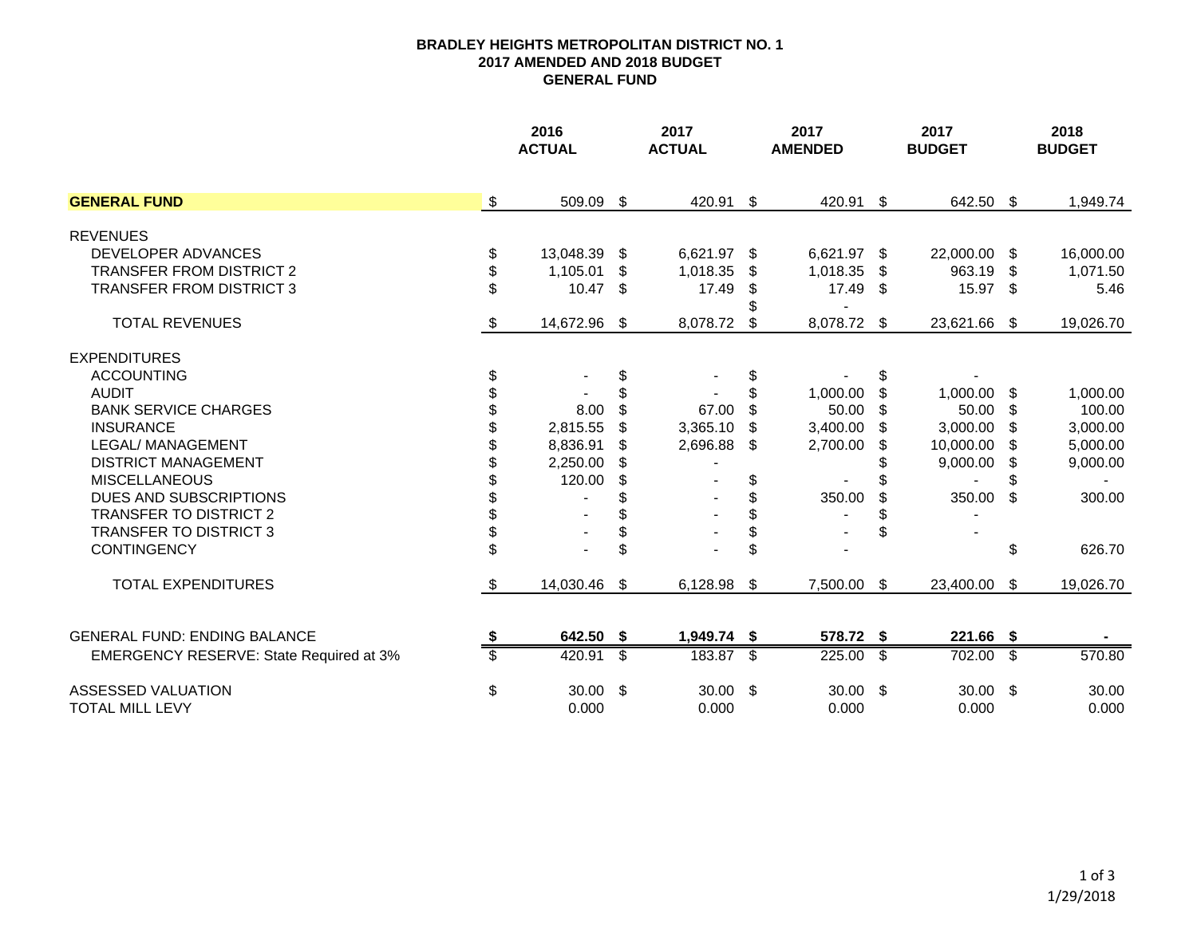**BRADLEY HEIGHTS METROPOLITAN DISTRICT NO. 1**
**2017 AMENDED AND 2018 BUDGET**
**GENERAL FUND**

| | 2016 ACTUAL | 2017 ACTUAL | 2017 AMENDED | 2017 BUDGET | 2018 BUDGET |
|---|---|---|---|---|---|
| **GENERAL FUND** | $ 509.09 | $ 420.91 | $ 420.91 | $ 642.50 | $ 1,949.74 |
| REVENUES | | | | | |
| DEVELOPER ADVANCES | $ 13,048.39 | $ 6,621.97 | $ 6,621.97 | $ 22,000.00 | $ 16,000.00 |
| TRANSFER FROM DISTRICT 2 | $ 1,105.01 | $ 1,018.35 | $ 1,018.35 | $ 963.19 | $ 1,071.50 |
| TRANSFER FROM DISTRICT 3 | $ 10.47 | $ 17.49 | $ 17.49 | $ 15.97 | $ 5.46 |
| | | | $ - | | |
| TOTAL REVENUES | $ 14,672.96 | $ 8,078.72 | $ 8,078.72 | $ 23,621.66 | $ 19,026.70 |
| EXPENDITURES | | | | | |
| ACCOUNTING | $ - | $ - | $ - | $ - | |
| AUDIT | $ - | $ - | $ 1,000.00 | $ 1,000.00 | $ 1,000.00 |
| BANK SERVICE CHARGES | $ 8.00 | $ 67.00 | $ 50.00 | $ 50.00 | $ 100.00 |
| INSURANCE | $ 2,815.55 | $ 3,365.10 | $ 3,400.00 | $ 3,000.00 | $ 3,000.00 |
| LEGAL/ MANAGEMENT | $ 8,836.91 | $ 2,696.88 | $ 2,700.00 | $ 10,000.00 | $ 5,000.00 |
| DISTRICT MANAGEMENT | $ 2,250.00 | $ - | | $ 9,000.00 | $ 9,000.00 |
| MISCELLANEOUS | $ 120.00 | $ - | $ - | $ - | $ - |
| DUES AND SUBSCRIPTIONS | $ - | $ - | $ 350.00 | $ 350.00 | $ 300.00 |
| TRANSFER TO DISTRICT 2 | $ - | $ - | $ - | $ - | |
| TRANSFER TO DISTRICT 3 | $ - | $ - | $ - | $ - | |
| CONTINGENCY | $ - | $ - | $ - | | $ 626.70 |
| TOTAL EXPENDITURES | $ 14,030.46 | $ 6,128.98 | $ 7,500.00 | $ 23,400.00 | $ 19,026.70 |
| GENERAL FUND: ENDING BALANCE | **$ 642.50** | **$ 1,949.74** | **$ 578.72** | **$ 221.66** | **$ -** |
| EMERGENCY RESERVE: State Required at 3% | $ 420.91 | $ 183.87 | $ 225.00 | $ 702.00 | $ 570.80 |
| ASSESSED VALUATION | $ 30.00 | $ 30.00 | $ 30.00 | $ 30.00 | $ 30.00 |
| TOTAL MILL LEVY | 0.000 | 0.000 | 0.000 | 0.000 | 0.000 |

1/29/2018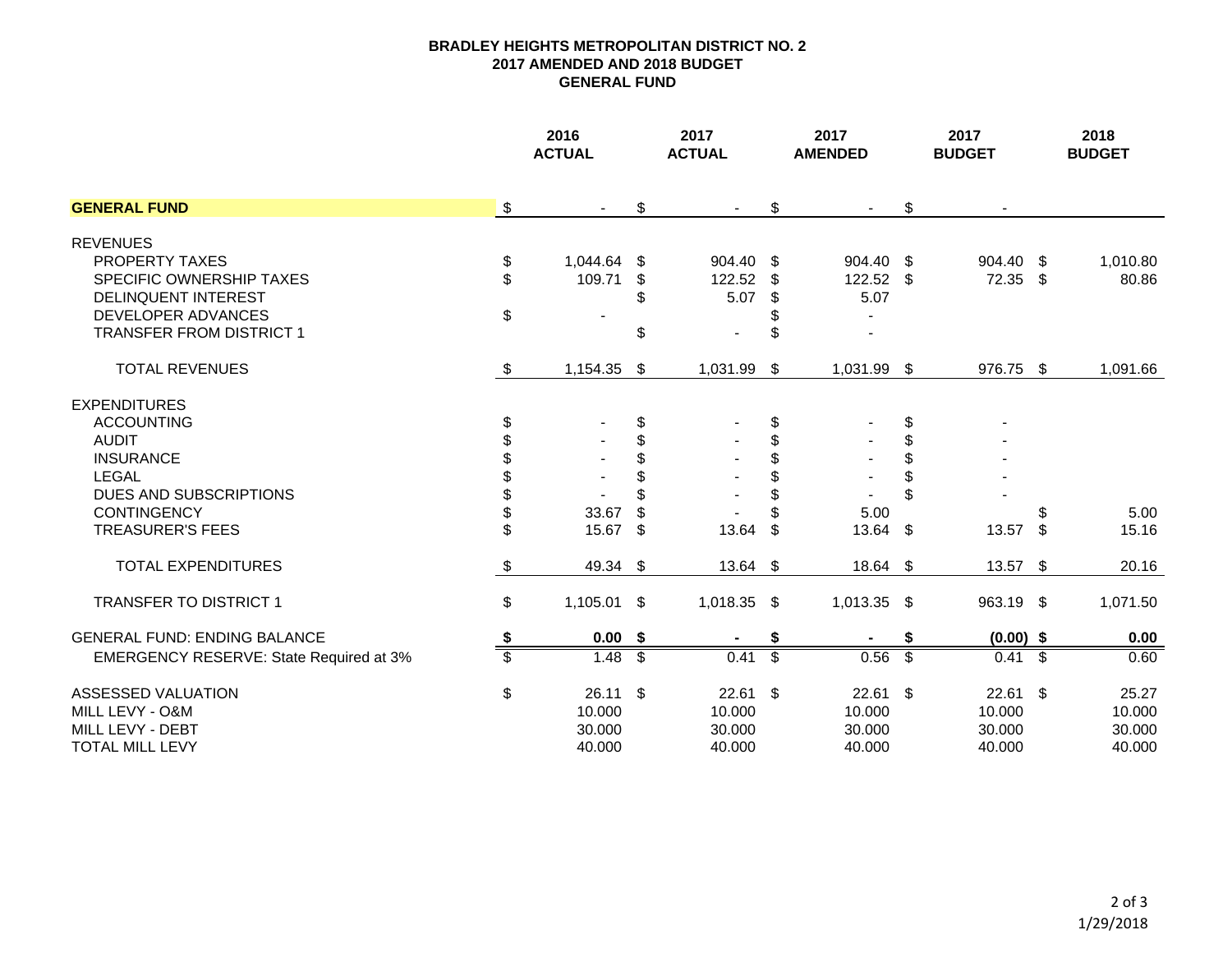# BRADLEY HEIGHTS METROPOLITAN DISTRICT NO. 2
## 2017 AMENDED AND 2018 BUDGET
## GENERAL FUND

| | 2016 ACTUAL | 2017 ACTUAL | 2017 AMENDED | 2017 BUDGET | 2018 BUDGET |
|---|---|---|---|---|---|
| **GENERAL FUND** | $ - | $ - | $ - | $ - | |
| REVENUES | | | | | |
| PROPERTY TAXES | $ 1,044.64 | $ 904.40 | $ 904.40 | $ 904.40 | $ 1,010.80 |
| SPECIFIC OWNERSHIP TAXES | $ 109.71 | $ 122.52 | $ 122.52 | $ 72.35 | $ 80.86 |
| DELINQUENT INTEREST | | $ 5.07 | $ 5.07 | | |
| DEVELOPER ADVANCES | $ - | | $ - | | |
| TRANSFER FROM DISTRICT 1 | | $ - | $ - | | |
| TOTAL REVENUES | $ 1,154.35 | $ 1,031.99 | $ 1,031.99 | $ 976.75 | $ 1,091.66 |
| EXPENDITURES | | | | | |
| ACCOUNTING | $ - | $ - | $ - | $ - | |
| AUDIT | $ - | $ - | $ - | $ - | |
| INSURANCE | $ - | $ - | $ - | $ - | |
| LEGAL | $ - | $ - | $ - | $ - | |
| DUES AND SUBSCRIPTIONS | $ - | $ - | $ - | $ - | |
| CONTINGENCY | $ 33.67 | $ - | $ 5.00 | | $ 5.00 |
| TREASURER'S FEES | $ 15.67 | $ 13.64 | $ 13.64 | $ 13.57 | $ 15.16 |
| TOTAL EXPENDITURES | $ 49.34 | $ 13.64 | $ 18.64 | $ 13.57 | $ 20.16 |
| TRANSFER TO DISTRICT 1 | $ 1,105.01 | $ 1,018.35 | $ 1,013.35 | $ 963.19 | $ 1,071.50 |
| GENERAL FUND: ENDING BALANCE | **$ 0.00** | **$ -** | **$ -** | **$ (0.00)** | **$ 0.00** |
| EMERGENCY RESERVE: State Required at 3% | $ 1.48 | $ 0.41 | $ 0.56 | $ 0.41 | $ 0.60 |
| ASSESSED VALUATION | $ 26.11 | $ 22.61 | $ 22.61 | $ 22.61 | $ 25.27 |
| MILL LEVY - O&M | 10.000 | 10.000 | 10.000 | 10.000 | 10.000 |
| MILL LEVY - DEBT | 30.000 | 30.000 | 30.000 | 30.000 | 30.000 |
| TOTAL MILL LEVY | 40.000 | 40.000 | 40.000 | 40.000 | 40.000 |

1/29/2018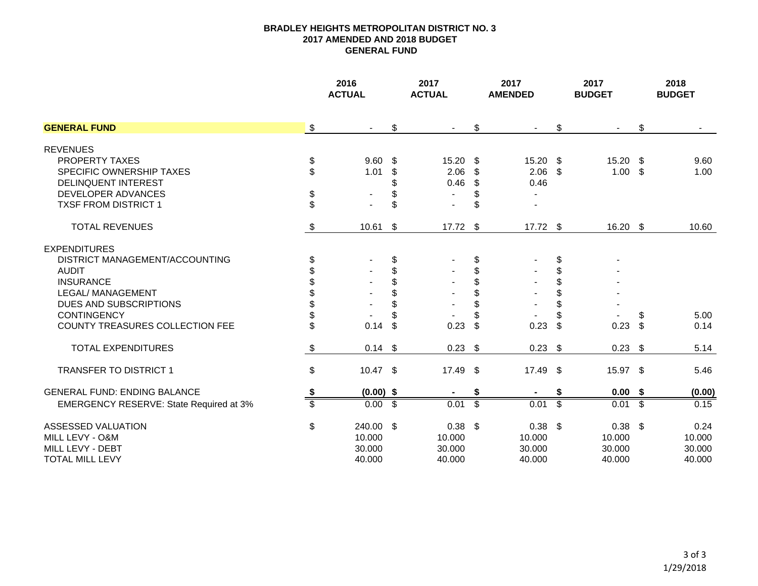**BRADLEY HEIGHTS METROPOLITAN DISTRICT NO. 3**
**2017 AMENDED AND 2018 BUDGET**
**GENERAL FUND**

| | 2016 ACTUAL | 2017 ACTUAL | 2017 AMENDED | 2017 BUDGET | 2018 BUDGET |
|---|---|---|---|---|---|
| **GENERAL FUND** | $ - | $ - | $ - | $ - | $ - |
| REVENUES | | | | | |
| PROPERTY TAXES | $ 9.60 | $ 15.20 | $ 15.20 | $ 15.20 | $ 9.60 |
| SPECIFIC OWNERSHIP TAXES | $ 1.01 | $ 2.06 | $ 2.06 | $ 1.00 | $ 1.00 |
| DELINQUENT INTEREST | | $ 0.46 | $ 0.46 | | |
| DEVELOPER ADVANCES | $ - | $ - | $ - | | |
| TXSF FROM DISTRICT 1 | $ - | $ - | $ - | | |
| TOTAL REVENUES | $ 10.61 | $ 17.72 | $ 17.72 | $ 16.20 | $ 10.60 |
| EXPENDITURES | | | | | |
| DISTRICT MANAGEMENT/ACCOUNTING | $ - | $ - | $ - | $ - | |
| AUDIT | $ - | $ - | $ - | $ - | |
| INSURANCE | $ - | $ - | $ - | $ - | |
| LEGAL/ MANAGEMENT | $ - | $ - | $ - | $ - | |
| DUES AND SUBSCRIPTIONS | $ - | $ - | $ - | $ - | |
| CONTINGENCY | $ - | $ - | $ - | $ - | $ 5.00 |
| COUNTY TREASURES COLLECTION FEE | $ 0.14 | $ 0.23 | $ 0.23 | $ 0.23 | $ 0.14 |
| TOTAL EXPENDITURES | $ 0.14 | $ 0.23 | $ 0.23 | $ 0.23 | $ 5.14 |
| TRANSFER TO DISTRICT 1 | $ 10.47 | $ 17.49 | $ 17.49 | $ 15.97 | $ 5.46 |
| GENERAL FUND: ENDING BALANCE | **$ (0.00)** | **$ -** | **$ -** | **$ 0.00** | **$ (0.00)** |
| EMERGENCY RESERVE: State Required at 3% | $ 0.00 | $ 0.01 | $ 0.01 | $ 0.01 | $ 0.15 |
| ASSESSED VALUATION | $ 240.00 | $ 0.38 | $ 0.38 | $ 0.38 | $ 0.24 |
| MILL LEVY - O&M | 10.000 | 10.000 | 10.000 | 10.000 | 10.000 |
| MILL LEVY - DEBT | 30.000 | 30.000 | 30.000 | 30.000 | 30.000 |
| TOTAL MILL LEVY | 40.000 | 40.000 | 40.000 | 40.000 | 40.000 |

1/29/2018